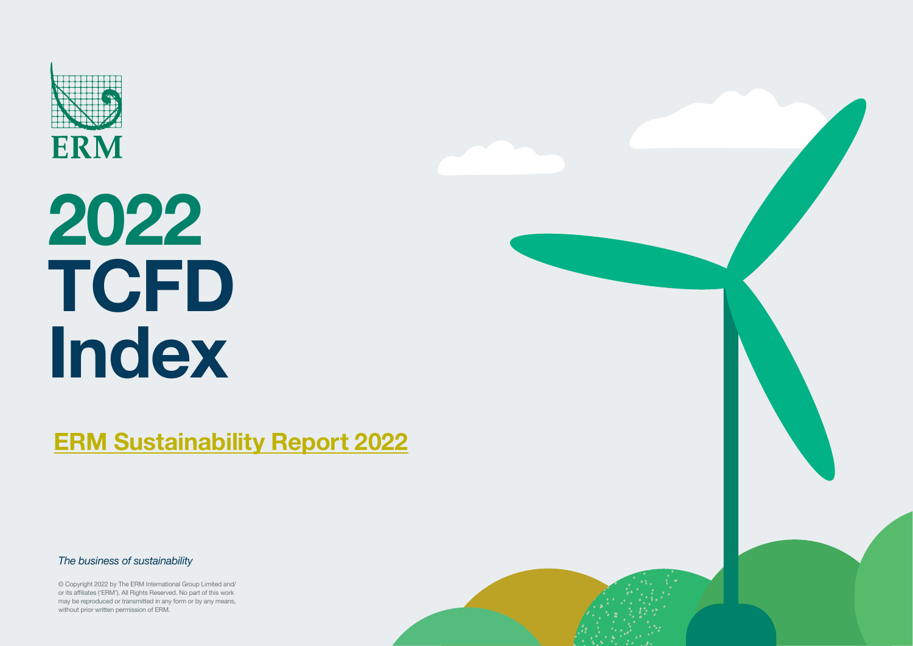ERM

# 2022 TCFD Index

## ERM Sustainability Report 2022

*The business of sustainability*

© Copyright 2022 by The ERM International Group Limited and/or its affiliates ('ERM'). All Rights Reserved. No part of this work may be reproduced or transmitted in any form or by any means, without prior written permission of ERM.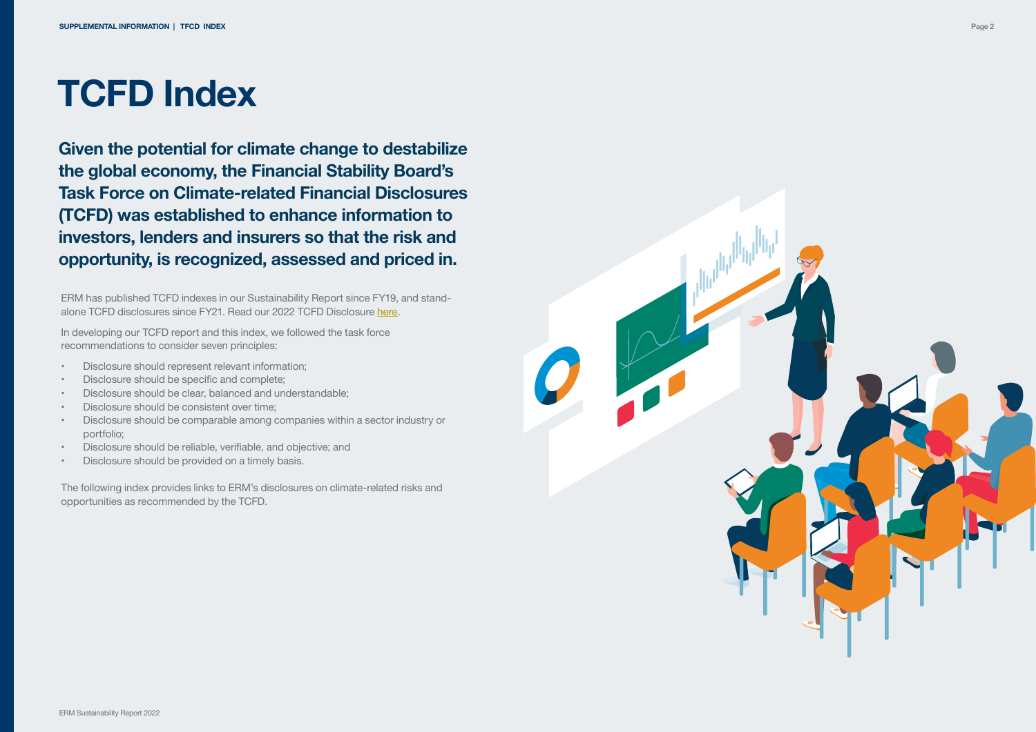# TCFD Index

**Given the potential for climate change to destabilize the global economy, the Financial Stability Board's Task Force on Climate-related Financial Disclosures (TCFD) was established to enhance information to investors, lenders and insurers so that the risk and opportunity, is recognized, assessed and priced in.**

ERM has published TCFD indexes in our Sustainability Report since FY19, and stand-alone TCFD disclosures since FY21. Read our 2022 TCFD Disclosure here.

In developing our TCFD report and this index, we followed the task force recommendations to consider seven principles:

- Disclosure should represent relevant information;
- Disclosure should be specific and complete;
- Disclosure should be clear, balanced and understandable;
- Disclosure should be consistent over time;
- Disclosure should be comparable among companies within a sector industry or portfolio;
- Disclosure should be reliable, verifiable, and objective; and
- Disclosure should be provided on a timely basis.

The following index provides links to ERM's disclosures on climate-related risks and opportunities as recommended by the TCFD.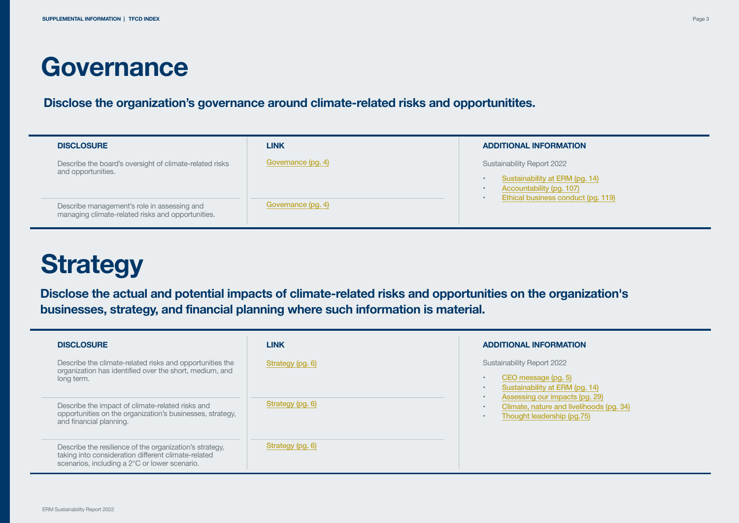# Governance

**Disclose the organization's governance around climate-related risks and opportunitites.**

| DISCLOSURE | LINK | ADDITIONAL INFORMATION |
| --- | --- | --- |
| Describe the board's oversight of climate-related risks and opportunities. | Governance (pg. 4) | Sustainability Report 2022<br>• Sustainability at ERM (pg. 14)<br>• Accountability (pg. 107)<br>• Ethical business conduct (pg. 119) |
| Describe management's role in assessing and managing climate-related risks and opportunities. | Governance (pg. 4) | |

# Strategy

**Disclose the actual and potential impacts of climate-related risks and opportunities on the organization's businesses, strategy, and financial planning where such information is material.**

| DISCLOSURE | LINK | ADDITIONAL INFORMATION |
| --- | --- | --- |
| Describe the climate-related risks and opportunities the organization has identified over the short, medium, and long term. | Strategy (pg. 6) | Sustainability Report 2022<br>• CEO message (pg. 5)<br>• Sustainability at ERM (pg. 14)<br>• Assessing our impacts (pg. 29)<br>• Climate, nature and livelihoods (pg. 34)<br>• Thought leadership (pg.75) |
| Describe the impact of climate-related risks and opportunities on the organization's businesses, strategy, and financial planning. | Strategy (pg. 6) | |
| Describe the resilience of the organization's strategy, taking into consideration different climate-related scenarios, including a 2°C or lower scenario. | Strategy (pg. 6) | |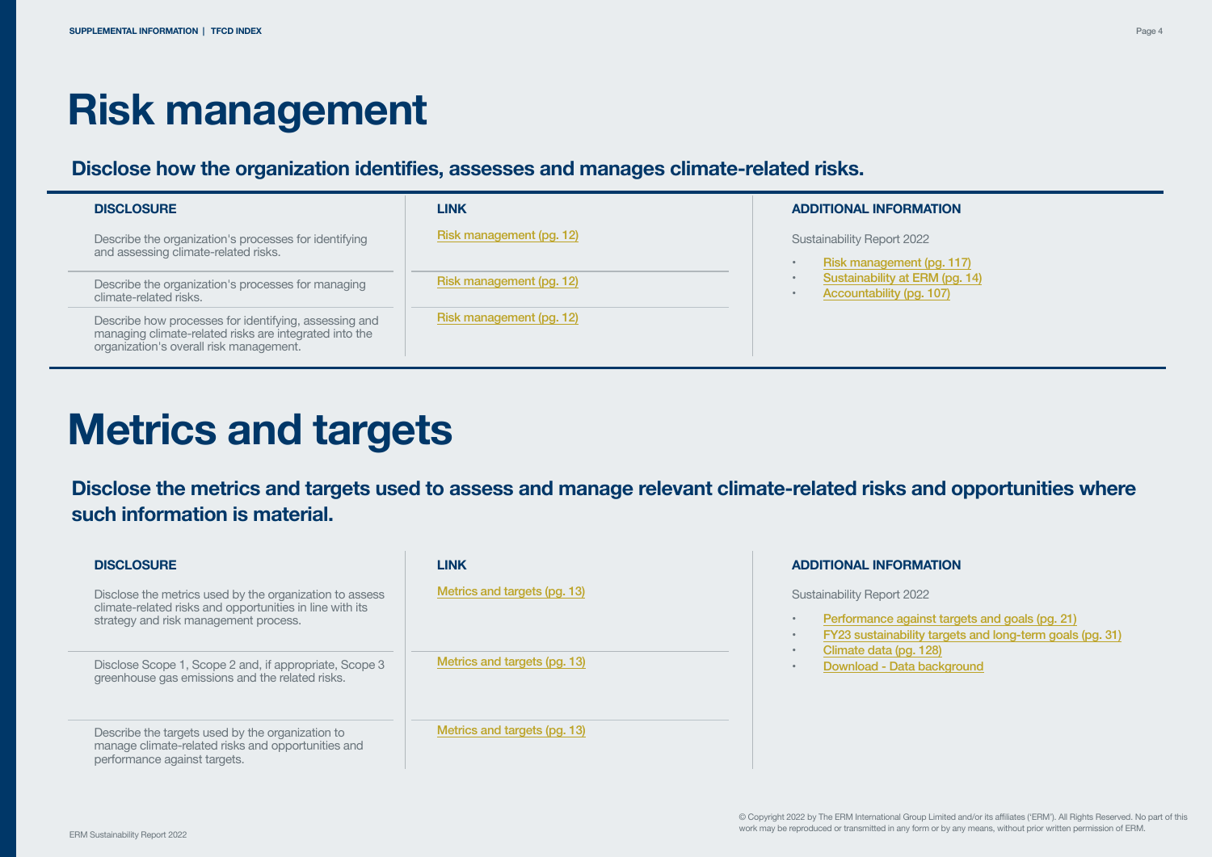# Risk management

## Disclose how the organization identifies, assesses and manages climate-related risks.

| DISCLOSURE | LINK | ADDITIONAL INFORMATION |
| --- | --- | --- |
| Describe the organization's processes for identifying and assessing climate-related risks. | Risk management (pg. 12) | Sustainability Report 2022<br>• Risk management (pg. 117)<br>• Sustainability at ERM (pg. 14)<br>• Accountability (pg. 107) |
| Describe the organization's processes for managing climate-related risks. | Risk management (pg. 12) | |
| Describe how processes for identifying, assessing and managing climate-related risks are integrated into the organization's overall risk management. | Risk management (pg. 12) | |

# Metrics and targets

## Disclose the metrics and targets used to assess and manage relevant climate-related risks and opportunities where such information is material.

| DISCLOSURE | LINK | ADDITIONAL INFORMATION |
| --- | --- | --- |
| Disclose the metrics used by the organization to assess climate-related risks and opportunities in line with its strategy and risk management process. | Metrics and targets (pg. 13) | Sustainability Report 2022<br>• Performance against targets and goals (pg. 21)<br>• FY23 sustainability targets and long-term goals (pg. 31)<br>• Climate data (pg. 128)<br>• Download - Data background |
| Disclose Scope 1, Scope 2 and, if appropriate, Scope 3 greenhouse gas emissions and the related risks. | Metrics and targets (pg. 13) | |
| Describe the targets used by the organization to manage climate-related risks and opportunities and performance against targets. | Metrics and targets (pg. 13) | |

© Copyright 2022 by The ERM International Group Limited and/or its affiliates ('ERM'). All Rights Reserved. No part of this work may be reproduced or transmitted in any form or by any means, without prior written permission of ERM.